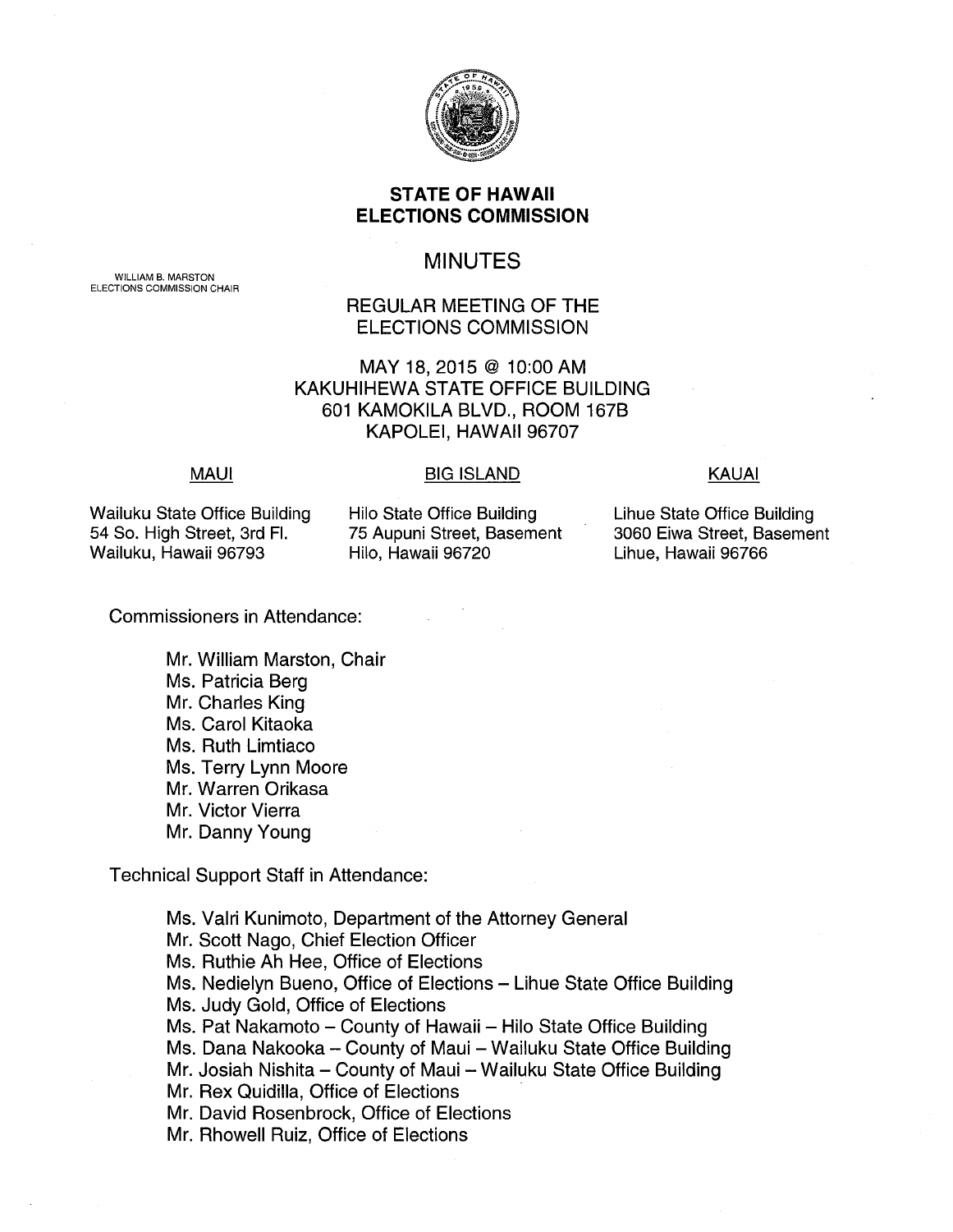WILLIAM B. MARSTON
ELECTIONS COMMISSION CHAIR

# STATE OF HAWAII
# ELECTIONS COMMISSION

## MINUTES

### REGULAR MEETING OF THE ELECTIONS COMMISSION

MAY 18, 2015 @ 10:00 AM
KAKUHIHEWA STATE OFFICE BUILDING
601 KAMOKILA BLVD., ROOM 167B
KAPOLEI, HAWAII 96707

| MAUI | BIG ISLAND | KAUAI |
|---|---|---|
| Wailuku State Office Building | Hilo State Office Building | Lihue State Office Building |
| 54 So. High Street, 3rd Fl. | 75 Aupuni Street, Basement | 3060 Eiwa Street, Basement |
| Wailuku, Hawaii 96793 | Hilo, Hawaii 96720 | Lihue, Hawaii 96766 |

Commissioners in Attendance:

- Mr. William Marston, Chair
- Ms. Patricia Berg
- Mr. Charles King
- Ms. Carol Kitaoka
- Ms. Ruth Limtiaco
- Ms. Terry Lynn Moore
- Mr. Warren Orikasa
- Mr. Victor Vierra
- Mr. Danny Young

Technical Support Staff in Attendance:

- Ms. Valri Kunimoto, Department of the Attorney General
- Mr. Scott Nago, Chief Election Officer
- Ms. Ruthie Ah Hee, Office of Elections
- Ms. Nedielyn Bueno, Office of Elections – Lihue State Office Building
- Ms. Judy Gold, Office of Elections
- Ms. Pat Nakamoto – County of Hawaii – Hilo State Office Building
- Ms. Dana Nakooka – County of Maui – Wailuku State Office Building
- Mr. Josiah Nishita – County of Maui – Wailuku State Office Building
- Mr. Rex Quidilla, Office of Elections
- Mr. David Rosenbrock, Office of Elections
- Mr. Rhowell Ruiz, Office of Elections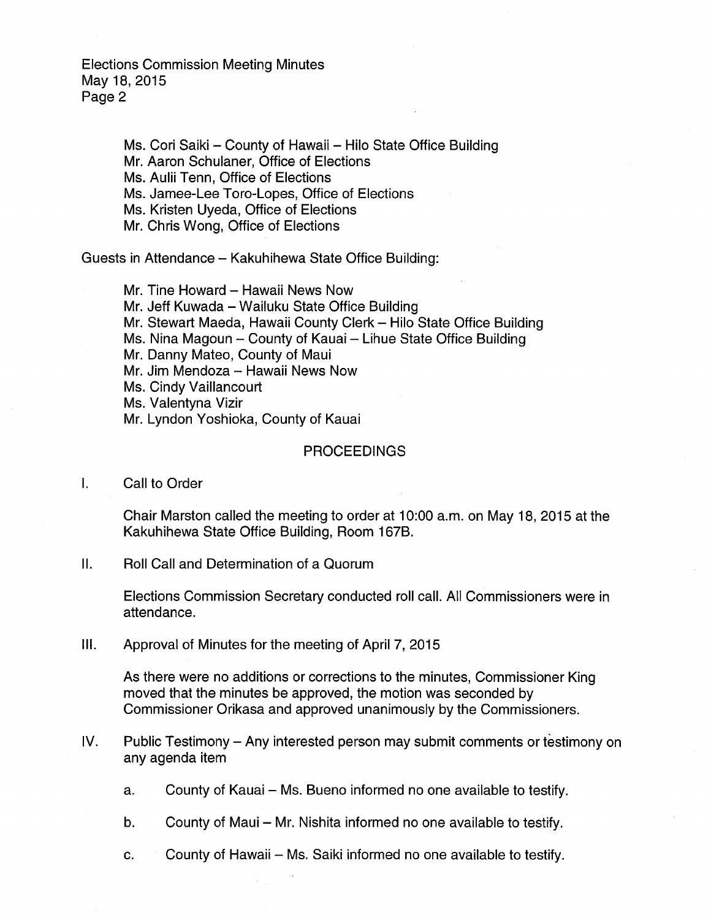Ms. Cori Saiki – County of Hawaii – Hilo State Office Building
Mr. Aaron Schulaner, Office of Elections
Ms. Aulii Tenn, Office of Elections
Ms. Jamee-Lee Toro-Lopes, Office of Elections
Ms. Kristen Uyeda, Office of Elections
Mr. Chris Wong, Office of Elections

Guests in Attendance – Kakuhihewa State Office Building:

Mr. Tine Howard – Hawaii News Now
Mr. Jeff Kuwada – Wailuku State Office Building
Mr. Stewart Maeda, Hawaii County Clerk – Hilo State Office Building
Ms. Nina Magoun – County of Kauai – Lihue State Office Building
Mr. Danny Mateo, County of Maui
Mr. Jim Mendoza – Hawaii News Now
Ms. Cindy Vaillancourt
Ms. Valentyna Vizir
Mr. Lyndon Yoshioka, County of Kauai

## PROCEEDINGS

I. Call to Order

Chair Marston called the meeting to order at 10:00 a.m. on May 18, 2015 at the Kakuhihewa State Office Building, Room 167B.

II. Roll Call and Determination of a Quorum

Elections Commission Secretary conducted roll call. All Commissioners were in attendance.

III. Approval of Minutes for the meeting of April 7, 2015

As there were no additions or corrections to the minutes, Commissioner King moved that the minutes be approved, the motion was seconded by Commissioner Orikasa and approved unanimously by the Commissioners.

IV. Public Testimony – Any interested person may submit comments or testimony on any agenda item

a. County of Kauai – Ms. Bueno informed no one available to testify.

b. County of Maui – Mr. Nishita informed no one available to testify.

c. County of Hawaii – Ms. Saiki informed no one available to testify.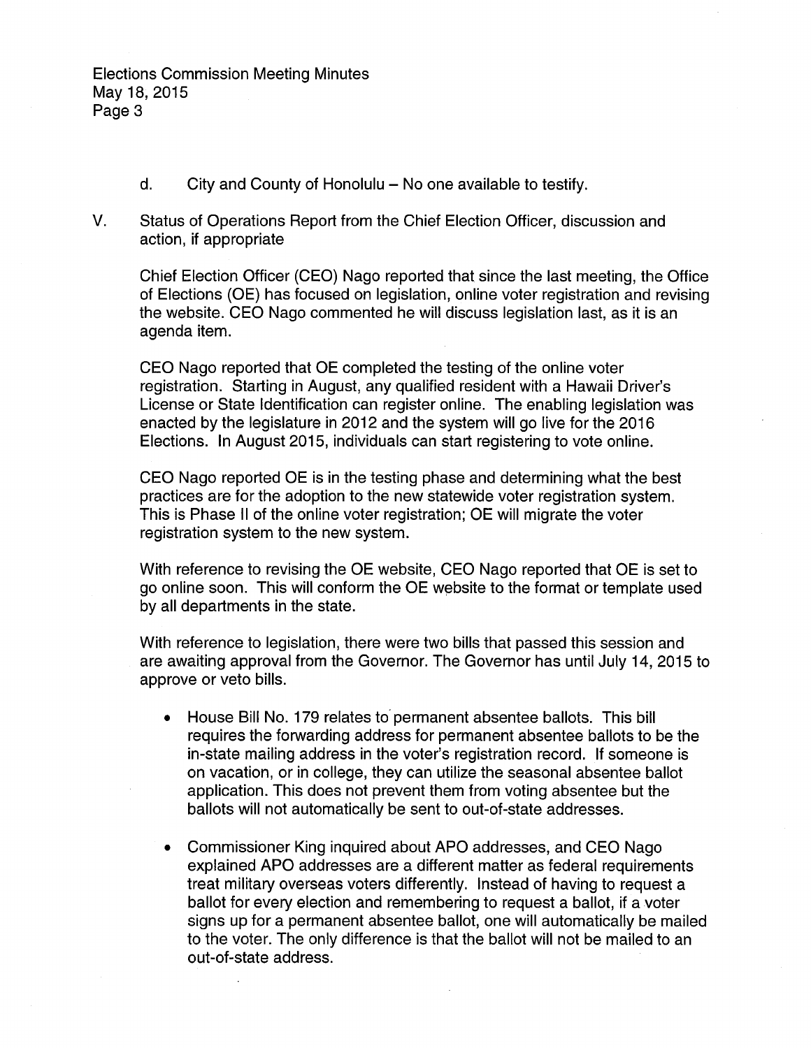d. City and County of Honolulu – No one available to testify.

V. Status of Operations Report from the Chief Election Officer, discussion and action, if appropriate

Chief Election Officer (CEO) Nago reported that since the last meeting, the Office of Elections (OE) has focused on legislation, online voter registration and revising the website. CEO Nago commented he will discuss legislation last, as it is an agenda item.

CEO Nago reported that OE completed the testing of the online voter registration. Starting in August, any qualified resident with a Hawaii Driver's License or State Identification can register online. The enabling legislation was enacted by the legislature in 2012 and the system will go live for the 2016 Elections. In August 2015, individuals can start registering to vote online.

CEO Nago reported OE is in the testing phase and determining what the best practices are for the adoption to the new statewide voter registration system. This is Phase II of the online voter registration; OE will migrate the voter registration system to the new system.

With reference to revising the OE website, CEO Nago reported that OE is set to go online soon. This will conform the OE website to the format or template used by all departments in the state.

With reference to legislation, there were two bills that passed this session and are awaiting approval from the Governor. The Governor has until July 14, 2015 to approve or veto bills.

- House Bill No. 179 relates to permanent absentee ballots. This bill requires the forwarding address for permanent absentee ballots to be the in-state mailing address in the voter's registration record. If someone is on vacation, or in college, they can utilize the seasonal absentee ballot application. This does not prevent them from voting absentee but the ballots will not automatically be sent to out-of-state addresses.
- Commissioner King inquired about APO addresses, and CEO Nago explained APO addresses are a different matter as federal requirements treat military overseas voters differently. Instead of having to request a ballot for every election and remembering to request a ballot, if a voter signs up for a permanent absentee ballot, one will automatically be mailed to the voter. The only difference is that the ballot will not be mailed to an out-of-state address.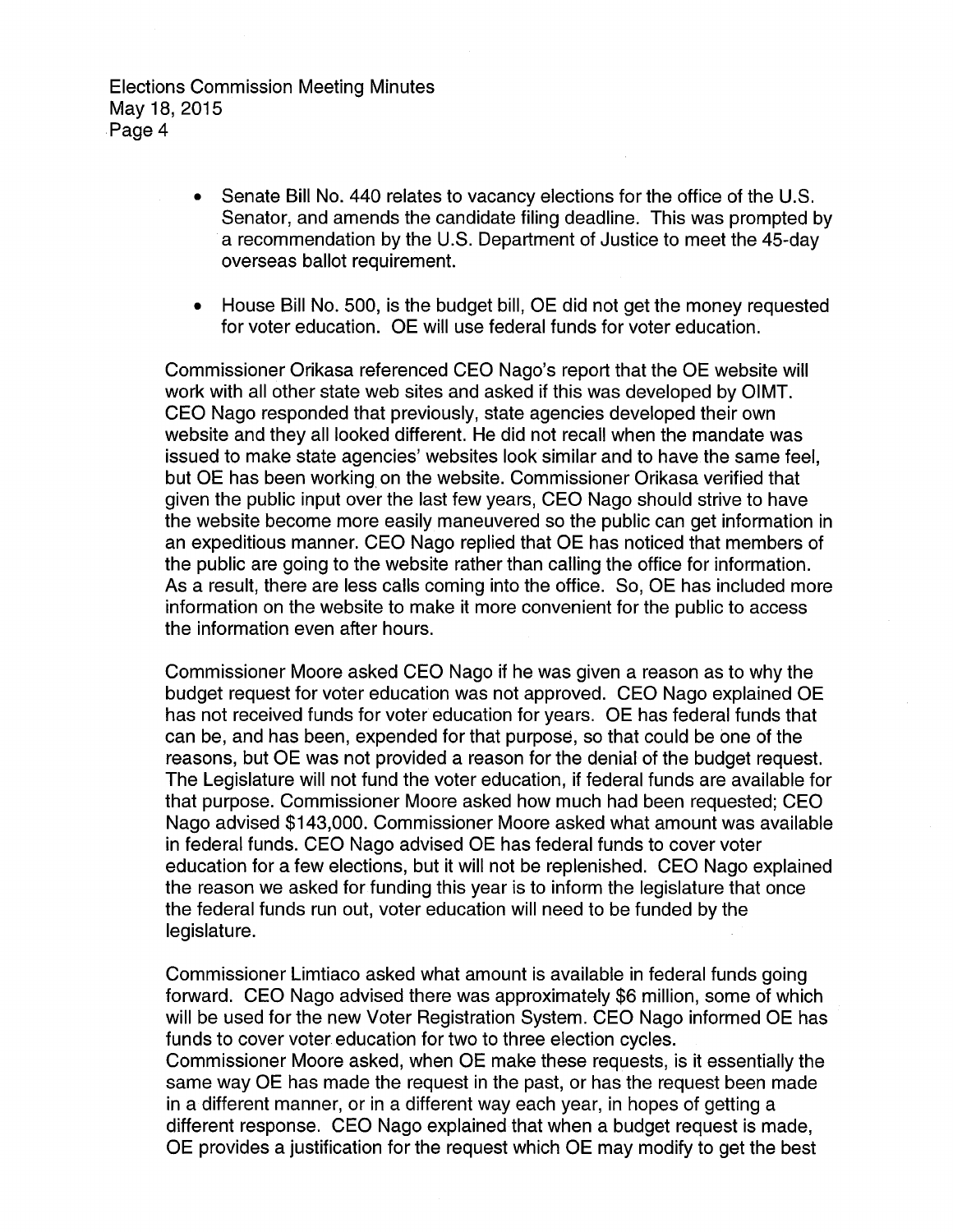- Senate Bill No. 440 relates to vacancy elections for the office of the U.S. Senator, and amends the candidate filing deadline. This was prompted by a recommendation by the U.S. Department of Justice to meet the 45-day overseas ballot requirement.

- House Bill No. 500, is the budget bill, OE did not get the money requested for voter education. OE will use federal funds for voter education.

Commissioner Orikasa referenced CEO Nago's report that the OE website will work with all other state web sites and asked if this was developed by OIMT. CEO Nago responded that previously, state agencies developed their own website and they all looked different. He did not recall when the mandate was issued to make state agencies' websites look similar and to have the same feel, but OE has been working on the website. Commissioner Orikasa verified that given the public input over the last few years, CEO Nago should strive to have the website become more easily maneuvered so the public can get information in an expeditious manner. CEO Nago replied that OE has noticed that members of the public are going to the website rather than calling the office for information. As a result, there are less calls coming into the office. So, OE has included more information on the website to make it more convenient for the public to access the information even after hours.

Commissioner Moore asked CEO Nago if he was given a reason as to why the budget request for voter education was not approved. CEO Nago explained OE has not received funds for voter education for years. OE has federal funds that can be, and has been, expended for that purpose, so that could be one of the reasons, but OE was not provided a reason for the denial of the budget request. The Legislature will not fund the voter education, if federal funds are available for that purpose. Commissioner Moore asked how much had been requested; CEO Nago advised $143,000. Commissioner Moore asked what amount was available in federal funds. CEO Nago advised OE has federal funds to cover voter education for a few elections, but it will not be replenished. CEO Nago explained the reason we asked for funding this year is to inform the legislature that once the federal funds run out, voter education will need to be funded by the legislature.

Commissioner Limtiaco asked what amount is available in federal funds going forward. CEO Nago advised there was approximately $6 million, some of which will be used for the new Voter Registration System. CEO Nago informed OE has funds to cover voter education for two to three election cycles.
Commissioner Moore asked, when OE make these requests, is it essentially the same way OE has made the request in the past, or has the request been made in a different manner, or in a different way each year, in hopes of getting a different response. CEO Nago explained that when a budget request is made, OE provides a justification for the request which OE may modify to get the best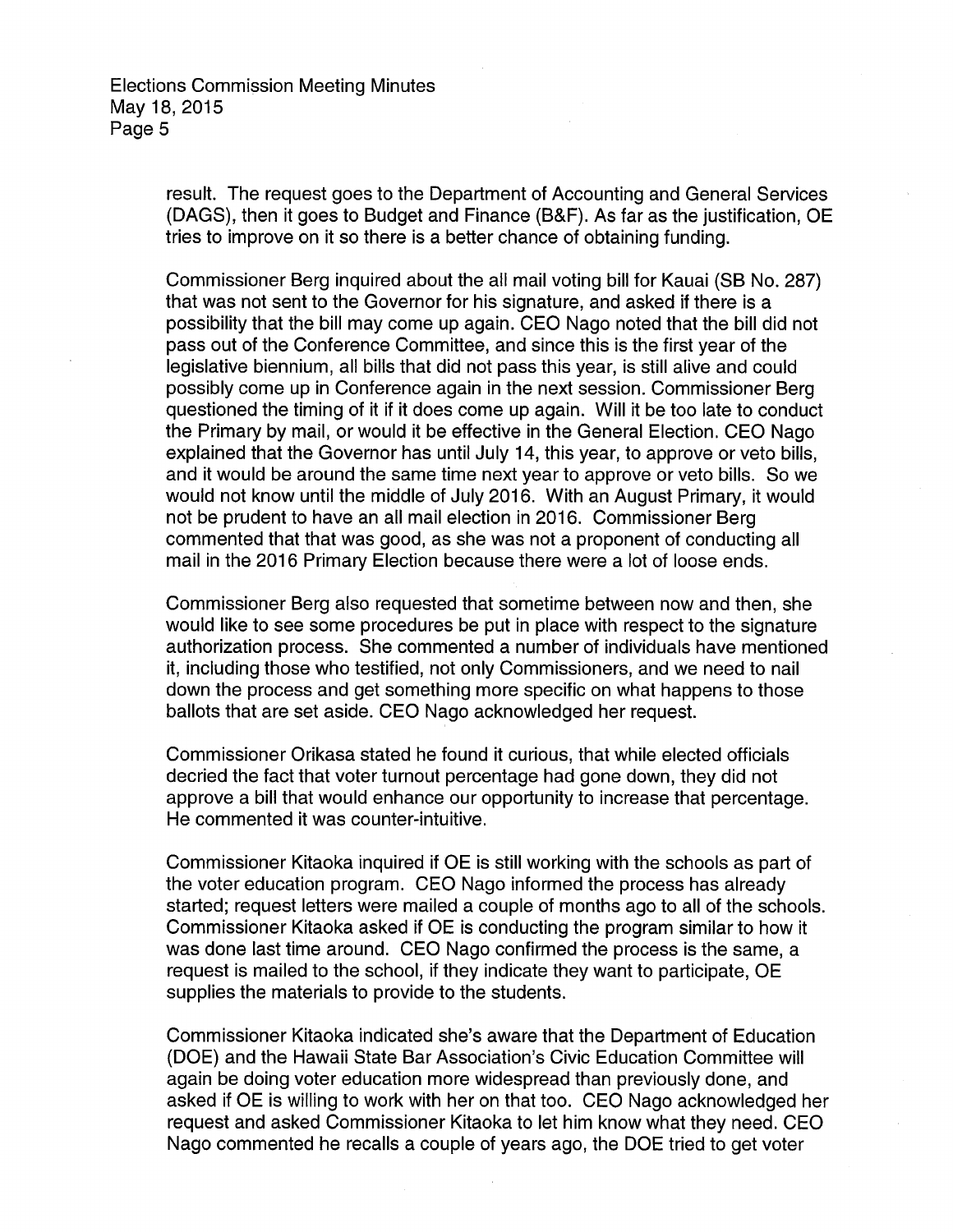result. The request goes to the Department of Accounting and General Services (DAGS), then it goes to Budget and Finance (B&F). As far as the justification, OE tries to improve on it so there is a better chance of obtaining funding.

Commissioner Berg inquired about the all mail voting bill for Kauai (SB No. 287) that was not sent to the Governor for his signature, and asked if there is a possibility that the bill may come up again. CEO Nago noted that the bill did not pass out of the Conference Committee, and since this is the first year of the legislative biennium, all bills that did not pass this year, is still alive and could possibly come up in Conference again in the next session. Commissioner Berg questioned the timing of it if it does come up again. Will it be too late to conduct the Primary by mail, or would it be effective in the General Election. CEO Nago explained that the Governor has until July 14, this year, to approve or veto bills, and it would be around the same time next year to approve or veto bills. So we would not know until the middle of July 2016. With an August Primary, it would not be prudent to have an all mail election in 2016. Commissioner Berg commented that that was good, as she was not a proponent of conducting all mail in the 2016 Primary Election because there were a lot of loose ends.

Commissioner Berg also requested that sometime between now and then, she would like to see some procedures be put in place with respect to the signature authorization process. She commented a number of individuals have mentioned it, including those who testified, not only Commissioners, and we need to nail down the process and get something more specific on what happens to those ballots that are set aside. CEO Nago acknowledged her request.

Commissioner Orikasa stated he found it curious, that while elected officials decried the fact that voter turnout percentage had gone down, they did not approve a bill that would enhance our opportunity to increase that percentage. He commented it was counter-intuitive.

Commissioner Kitaoka inquired if OE is still working with the schools as part of the voter education program. CEO Nago informed the process has already started; request letters were mailed a couple of months ago to all of the schools. Commissioner Kitaoka asked if OE is conducting the program similar to how it was done last time around. CEO Nago confirmed the process is the same, a request is mailed to the school, if they indicate they want to participate, OE supplies the materials to provide to the students.

Commissioner Kitaoka indicated she's aware that the Department of Education (DOE) and the Hawaii State Bar Association's Civic Education Committee will again be doing voter education more widespread than previously done, and asked if OE is willing to work with her on that too. CEO Nago acknowledged her request and asked Commissioner Kitaoka to let him know what they need. CEO Nago commented he recalls a couple of years ago, the DOE tried to get voter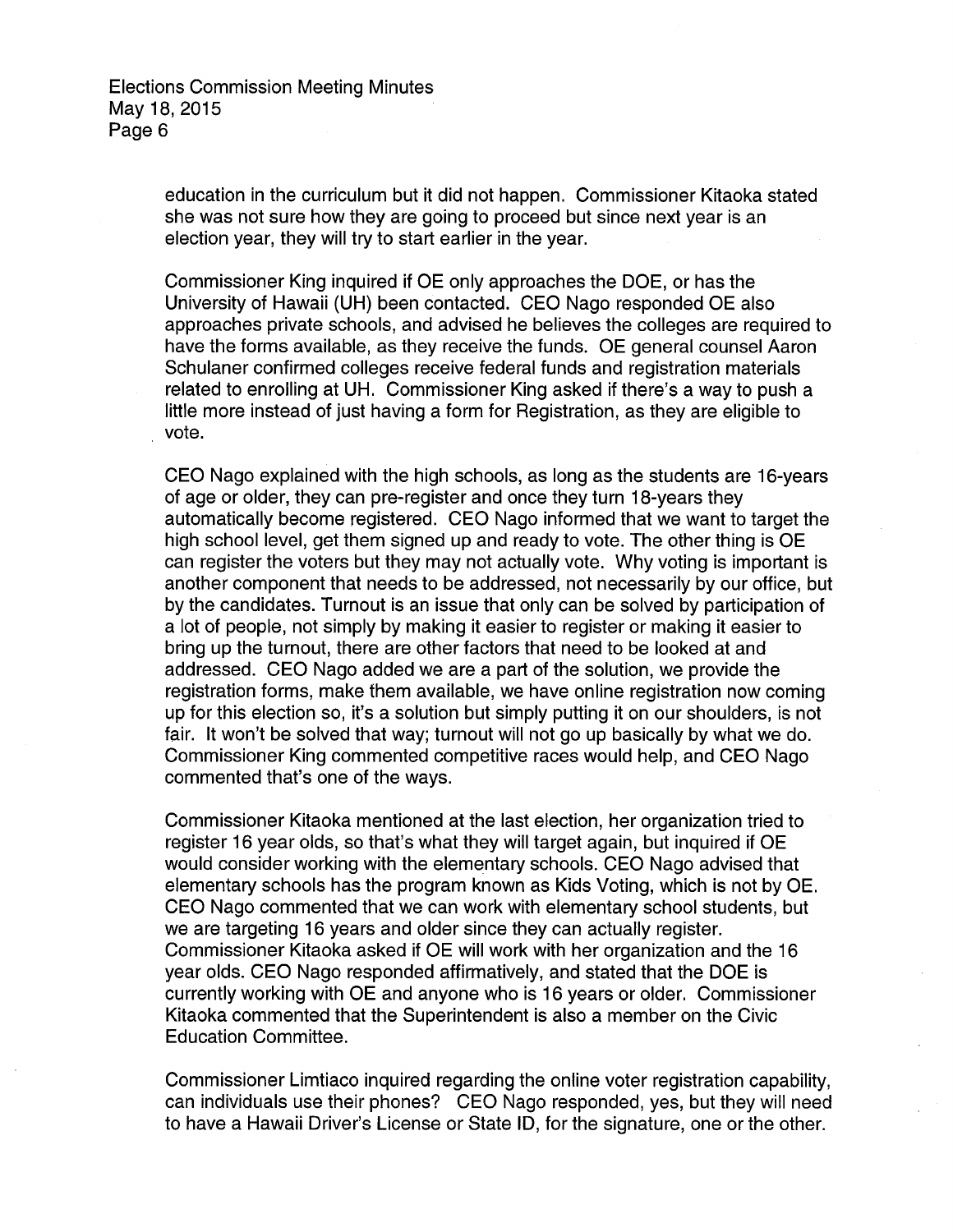education in the curriculum but it did not happen. Commissioner Kitaoka stated she was not sure how they are going to proceed but since next year is an election year, they will try to start earlier in the year.

Commissioner King inquired if OE only approaches the DOE, or has the University of Hawaii (UH) been contacted. CEO Nago responded OE also approaches private schools, and advised he believes the colleges are required to have the forms available, as they receive the funds. OE general counsel Aaron Schulaner confirmed colleges receive federal funds and registration materials related to enrolling at UH. Commissioner King asked if there's a way to push a little more instead of just having a form for Registration, as they are eligible to vote.

CEO Nago explained with the high schools, as long as the students are 16-years of age or older, they can pre-register and once they turn 18-years they automatically become registered. CEO Nago informed that we want to target the high school level, get them signed up and ready to vote. The other thing is OE can register the voters but they may not actually vote. Why voting is important is another component that needs to be addressed, not necessarily by our office, but by the candidates. Turnout is an issue that only can be solved by participation of a lot of people, not simply by making it easier to register or making it easier to bring up the turnout, there are other factors that need to be looked at and addressed. CEO Nago added we are a part of the solution, we provide the registration forms, make them available, we have online registration now coming up for this election so, it's a solution but simply putting it on our shoulders, is not fair. It won't be solved that way; turnout will not go up basically by what we do. Commissioner King commented competitive races would help, and CEO Nago commented that's one of the ways.

Commissioner Kitaoka mentioned at the last election, her organization tried to register 16 year olds, so that's what they will target again, but inquired if OE would consider working with the elementary schools. CEO Nago advised that elementary schools has the program known as Kids Voting, which is not by OE. CEO Nago commented that we can work with elementary school students, but we are targeting 16 years and older since they can actually register. Commissioner Kitaoka asked if OE will work with her organization and the 16 year olds. CEO Nago responded affirmatively, and stated that the DOE is currently working with OE and anyone who is 16 years or older. Commissioner Kitaoka commented that the Superintendent is also a member on the Civic Education Committee.

Commissioner Limtiaco inquired regarding the online voter registration capability, can individuals use their phones? CEO Nago responded, yes, but they will need to have a Hawaii Driver's License or State ID, for the signature, one or the other.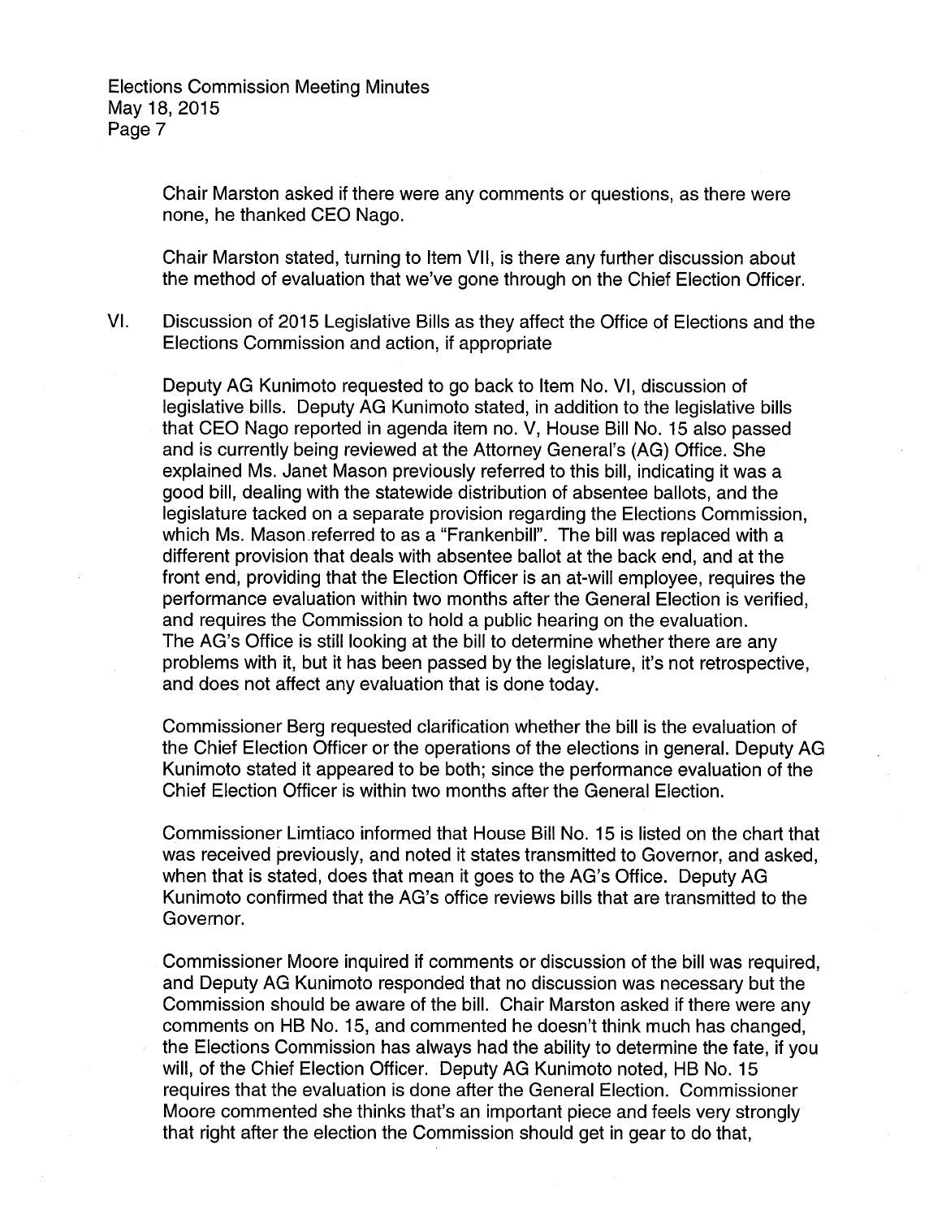Chair Marston asked if there were any comments or questions, as there were none, he thanked CEO Nago.

Chair Marston stated, turning to Item VII, is there any further discussion about the method of evaluation that we've gone through on the Chief Election Officer.

VI. Discussion of 2015 Legislative Bills as they affect the Office of Elections and the Elections Commission and action, if appropriate

Deputy AG Kunimoto requested to go back to Item No. VI, discussion of legislative bills. Deputy AG Kunimoto stated, in addition to the legislative bills that CEO Nago reported in agenda item no. V, House Bill No. 15 also passed and is currently being reviewed at the Attorney General's (AG) Office. She explained Ms. Janet Mason previously referred to this bill, indicating it was a good bill, dealing with the statewide distribution of absentee ballots, and the legislature tacked on a separate provision regarding the Elections Commission, which Ms. Mason referred to as a "Frankenbill". The bill was replaced with a different provision that deals with absentee ballot at the back end, and at the front end, providing that the Election Officer is an at-will employee, requires the performance evaluation within two months after the General Election is verified, and requires the Commission to hold a public hearing on the evaluation. The AG's Office is still looking at the bill to determine whether there are any problems with it, but it has been passed by the legislature, it's not retrospective, and does not affect any evaluation that is done today.

Commissioner Berg requested clarification whether the bill is the evaluation of the Chief Election Officer or the operations of the elections in general. Deputy AG Kunimoto stated it appeared to be both; since the performance evaluation of the Chief Election Officer is within two months after the General Election.

Commissioner Limtiaco informed that House Bill No. 15 is listed on the chart that was received previously, and noted it states transmitted to Governor, and asked, when that is stated, does that mean it goes to the AG's Office. Deputy AG Kunimoto confirmed that the AG's office reviews bills that are transmitted to the Governor.

Commissioner Moore inquired if comments or discussion of the bill was required, and Deputy AG Kunimoto responded that no discussion was necessary but the Commission should be aware of the bill. Chair Marston asked if there were any comments on HB No. 15, and commented he doesn't think much has changed, the Elections Commission has always had the ability to determine the fate, if you will, of the Chief Election Officer. Deputy AG Kunimoto noted, HB No. 15 requires that the evaluation is done after the General Election. Commissioner Moore commented she thinks that's an important piece and feels very strongly that right after the election the Commission should get in gear to do that,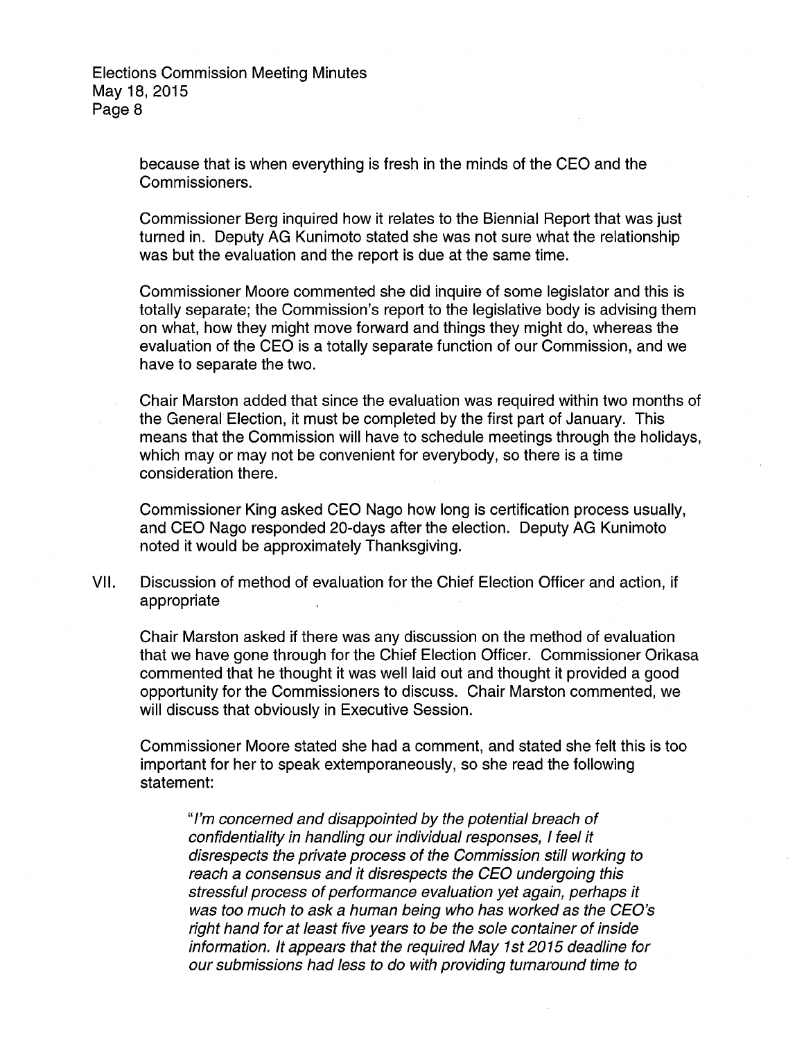because that is when everything is fresh in the minds of the CEO and the Commissioners.

Commissioner Berg inquired how it relates to the Biennial Report that was just turned in. Deputy AG Kunimoto stated she was not sure what the relationship was but the evaluation and the report is due at the same time.

Commissioner Moore commented she did inquire of some legislator and this is totally separate; the Commission's report to the legislative body is advising them on what, how they might move forward and things they might do, whereas the evaluation of the CEO is a totally separate function of our Commission, and we have to separate the two.

Chair Marston added that since the evaluation was required within two months of the General Election, it must be completed by the first part of January. This means that the Commission will have to schedule meetings through the holidays, which may or may not be convenient for everybody, so there is a time consideration there.

Commissioner King asked CEO Nago how long is certification process usually, and CEO Nago responded 20-days after the election. Deputy AG Kunimoto noted it would be approximately Thanksgiving.

VII. Discussion of method of evaluation for the Chief Election Officer and action, if appropriate

Chair Marston asked if there was any discussion on the method of evaluation that we have gone through for the Chief Election Officer. Commissioner Orikasa commented that he thought it was well laid out and thought it provided a good opportunity for the Commissioners to discuss. Chair Marston commented, we will discuss that obviously in Executive Session.

Commissioner Moore stated she had a comment, and stated she felt this is too important for her to speak extemporaneously, so she read the following statement:

> *"I'm concerned and disappointed by the potential breach of confidentiality in handling our individual responses, I feel it disrespects the private process of the Commission still working to reach a consensus and it disrespects the CEO undergoing this stressful process of performance evaluation yet again, perhaps it was too much to ask a human being who has worked as the CEO's right hand for at least five years to be the sole container of inside information. It appears that the required May 1st 2015 deadline for our submissions had less to do with providing turnaround time to*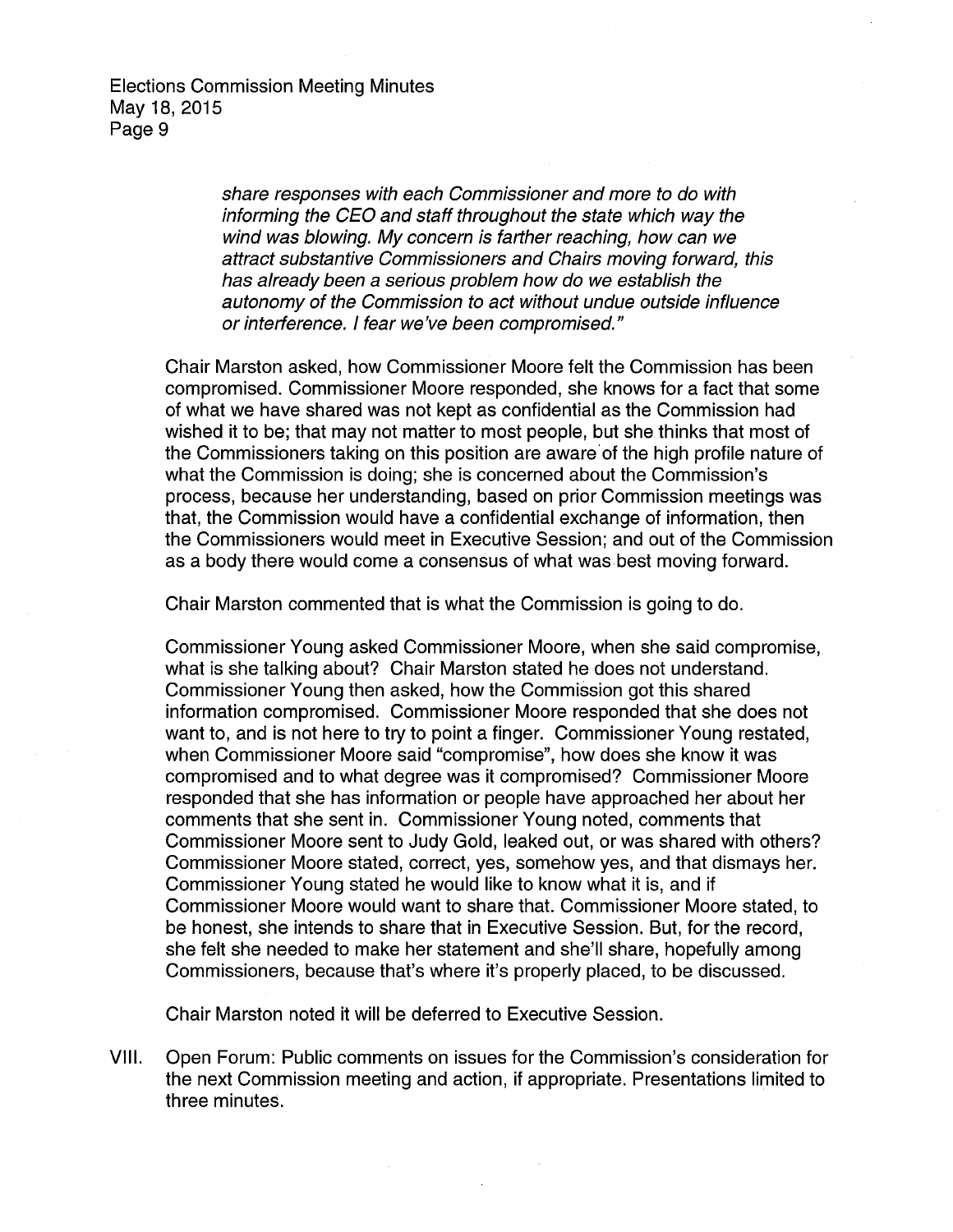*share responses with each Commissioner and more to do with informing the CEO and staff throughout the state which way the wind was blowing. My concern is farther reaching, how can we attract substantive Commissioners and Chairs moving forward, this has already been a serious problem how do we establish the autonomy of the Commission to act without undue outside influence or interference. I fear we've been compromised."*

Chair Marston asked, how Commissioner Moore felt the Commission has been compromised. Commissioner Moore responded, she knows for a fact that some of what we have shared was not kept as confidential as the Commission had wished it to be; that may not matter to most people, but she thinks that most of the Commissioners taking on this position are aware of the high profile nature of what the Commission is doing; she is concerned about the Commission's process, because her understanding, based on prior Commission meetings was that, the Commission would have a confidential exchange of information, then the Commissioners would meet in Executive Session; and out of the Commission as a body there would come a consensus of what was best moving forward.

Chair Marston commented that is what the Commission is going to do.

Commissioner Young asked Commissioner Moore, when she said compromise, what is she talking about? Chair Marston stated he does not understand. Commissioner Young then asked, how the Commission got this shared information compromised. Commissioner Moore responded that she does not want to, and is not here to try to point a finger. Commissioner Young restated, when Commissioner Moore said "compromise", how does she know it was compromised and to what degree was it compromised? Commissioner Moore responded that she has information or people have approached her about her comments that she sent in. Commissioner Young noted, comments that Commissioner Moore sent to Judy Gold, leaked out, or was shared with others? Commissioner Moore stated, correct, yes, somehow yes, and that dismays her. Commissioner Young stated he would like to know what it is, and if Commissioner Moore would want to share that. Commissioner Moore stated, to be honest, she intends to share that in Executive Session. But, for the record, she felt she needed to make her statement and she'll share, hopefully among Commissioners, because that's where it's properly placed, to be discussed.

Chair Marston noted it will be deferred to Executive Session.

VIII. Open Forum: Public comments on issues for the Commission's consideration for the next Commission meeting and action, if appropriate. Presentations limited to three minutes.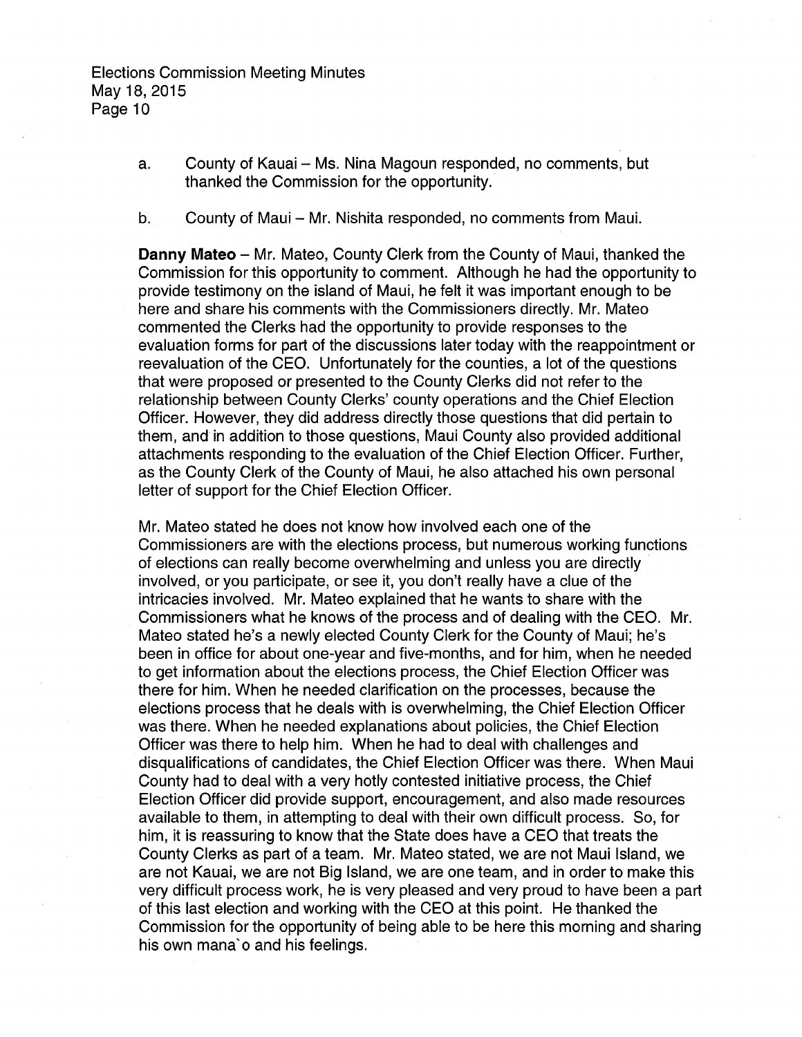a. County of Kauai – Ms. Nina Magoun responded, no comments, but thanked the Commission for the opportunity.

b. County of Maui – Mr. Nishita responded, no comments from Maui.

**Danny Mateo** – Mr. Mateo, County Clerk from the County of Maui, thanked the Commission for this opportunity to comment. Although he had the opportunity to provide testimony on the island of Maui, he felt it was important enough to be here and share his comments with the Commissioners directly. Mr. Mateo commented the Clerks had the opportunity to provide responses to the evaluation forms for part of the discussions later today with the reappointment or reevaluation of the CEO. Unfortunately for the counties, a lot of the questions that were proposed or presented to the County Clerks did not refer to the relationship between County Clerks' county operations and the Chief Election Officer. However, they did address directly those questions that did pertain to them, and in addition to those questions, Maui County also provided additional attachments responding to the evaluation of the Chief Election Officer. Further, as the County Clerk of the County of Maui, he also attached his own personal letter of support for the Chief Election Officer.

Mr. Mateo stated he does not know how involved each one of the Commissioners are with the elections process, but numerous working functions of elections can really become overwhelming and unless you are directly involved, or you participate, or see it, you don't really have a clue of the intricacies involved. Mr. Mateo explained that he wants to share with the Commissioners what he knows of the process and of dealing with the CEO. Mr. Mateo stated he's a newly elected County Clerk for the County of Maui; he's been in office for about one-year and five-months, and for him, when he needed to get information about the elections process, the Chief Election Officer was there for him. When he needed clarification on the processes, because the elections process that he deals with is overwhelming, the Chief Election Officer was there. When he needed explanations about policies, the Chief Election Officer was there to help him. When he had to deal with challenges and disqualifications of candidates, the Chief Election Officer was there. When Maui County had to deal with a very hotly contested initiative process, the Chief Election Officer did provide support, encouragement, and also made resources available to them, in attempting to deal with their own difficult process. So, for him, it is reassuring to know that the State does have a CEO that treats the County Clerks as part of a team. Mr. Mateo stated, we are not Maui Island, we are not Kauai, we are not Big Island, we are one team, and in order to make this very difficult process work, he is very pleased and very proud to have been a part of this last election and working with the CEO at this point. He thanked the Commission for the opportunity of being able to be here this morning and sharing his own mana`o and his feelings.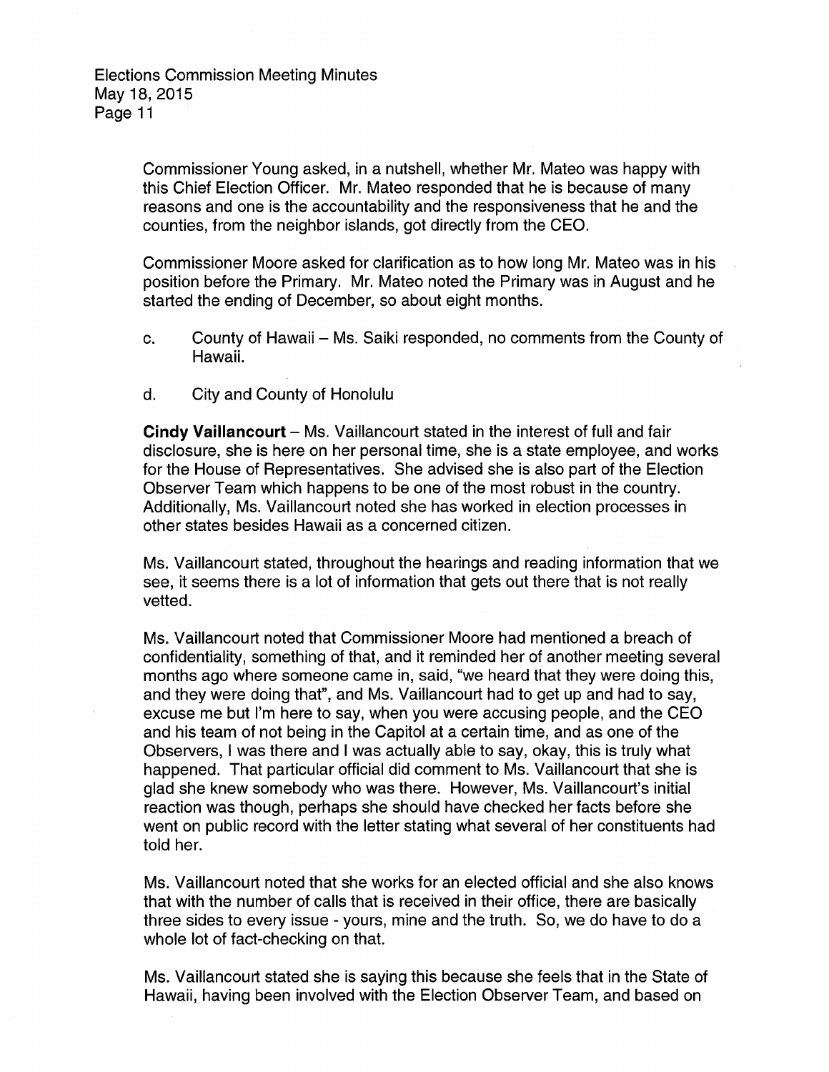Commissioner Young asked, in a nutshell, whether Mr. Mateo was happy with this Chief Election Officer. Mr. Mateo responded that he is because of many reasons and one is the accountability and the responsiveness that he and the counties, from the neighbor islands, got directly from the CEO.

Commissioner Moore asked for clarification as to how long Mr. Mateo was in his position before the Primary. Mr. Mateo noted the Primary was in August and he started the ending of December, so about eight months.

c. County of Hawaii – Ms. Saiki responded, no comments from the County of Hawaii.

d. City and County of Honolulu

**Cindy Vaillancourt** – Ms. Vaillancourt stated in the interest of full and fair disclosure, she is here on her personal time, she is a state employee, and works for the House of Representatives. She advised she is also part of the Election Observer Team which happens to be one of the most robust in the country. Additionally, Ms. Vaillancourt noted she has worked in election processes in other states besides Hawaii as a concerned citizen.

Ms. Vaillancourt stated, throughout the hearings and reading information that we see, it seems there is a lot of information that gets out there that is not really vetted.

Ms. Vaillancourt noted that Commissioner Moore had mentioned a breach of confidentiality, something of that, and it reminded her of another meeting several months ago where someone came in, said, "we heard that they were doing this, and they were doing that", and Ms. Vaillancourt had to get up and had to say, excuse me but I'm here to say, when you were accusing people, and the CEO and his team of not being in the Capitol at a certain time, and as one of the Observers, I was there and I was actually able to say, okay, this is truly what happened. That particular official did comment to Ms. Vaillancourt that she is glad she knew somebody who was there. However, Ms. Vaillancourt's initial reaction was though, perhaps she should have checked her facts before she went on public record with the letter stating what several of her constituents had told her.

Ms. Vaillancourt noted that she works for an elected official and she also knows that with the number of calls that is received in their office, there are basically three sides to every issue - yours, mine and the truth. So, we do have to do a whole lot of fact-checking on that.

Ms. Vaillancourt stated she is saying this because she feels that in the State of Hawaii, having been involved with the Election Observer Team, and based on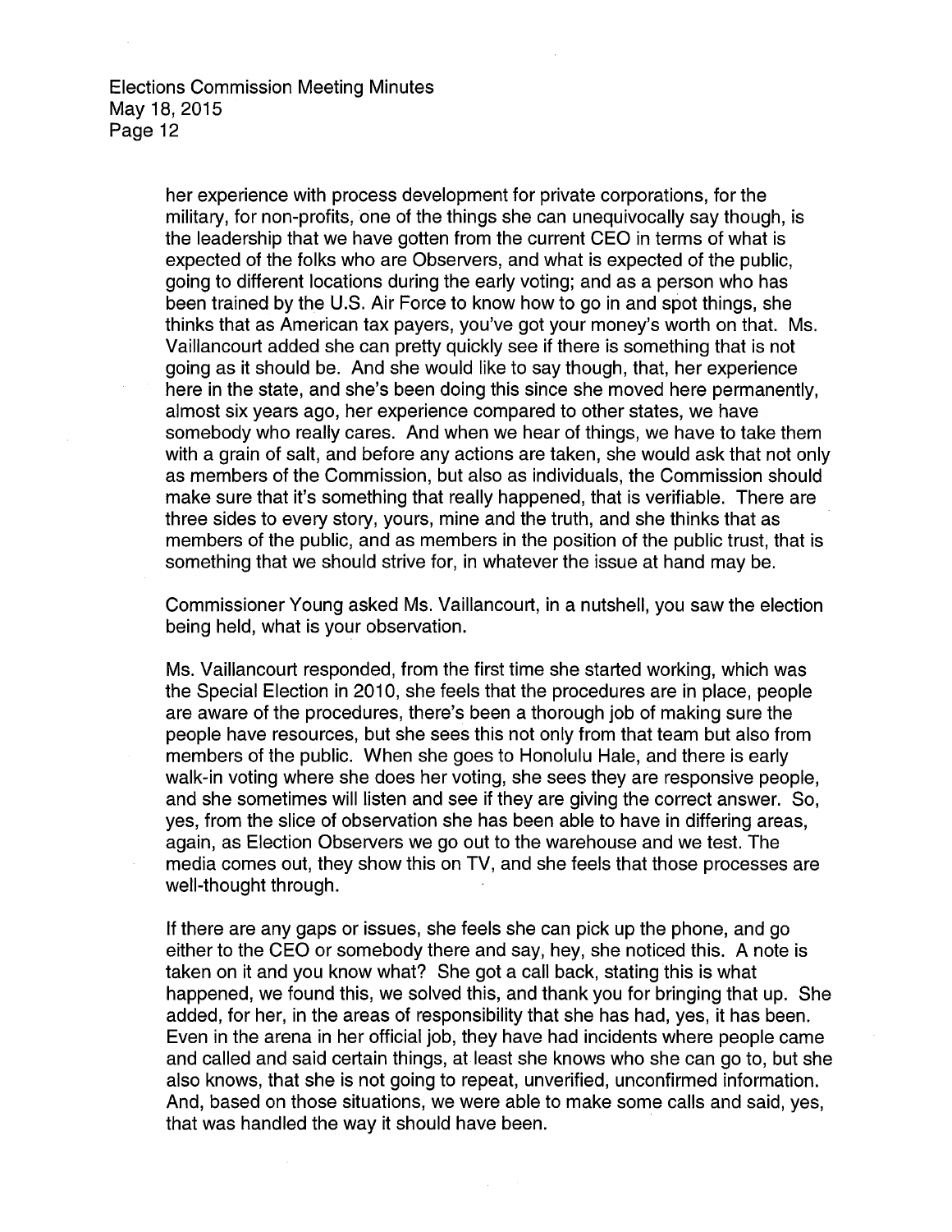her experience with process development for private corporations, for the military, for non-profits, one of the things she can unequivocally say though, is the leadership that we have gotten from the current CEO in terms of what is expected of the folks who are Observers, and what is expected of the public, going to different locations during the early voting; and as a person who has been trained by the U.S. Air Force to know how to go in and spot things, she thinks that as American tax payers, you've got your money's worth on that. Ms. Vaillancourt added she can pretty quickly see if there is something that is not going as it should be. And she would like to say though, that, her experience here in the state, and she's been doing this since she moved here permanently, almost six years ago, her experience compared to other states, we have somebody who really cares. And when we hear of things, we have to take them with a grain of salt, and before any actions are taken, she would ask that not only as members of the Commission, but also as individuals, the Commission should make sure that it's something that really happened, that is verifiable. There are three sides to every story, yours, mine and the truth, and she thinks that as members of the public, and as members in the position of the public trust, that is something that we should strive for, in whatever the issue at hand may be.

Commissioner Young asked Ms. Vaillancourt, in a nutshell, you saw the election being held, what is your observation.

Ms. Vaillancourt responded, from the first time she started working, which was the Special Election in 2010, she feels that the procedures are in place, people are aware of the procedures, there's been a thorough job of making sure the people have resources, but she sees this not only from that team but also from members of the public. When she goes to Honolulu Hale, and there is early walk-in voting where she does her voting, she sees they are responsive people, and she sometimes will listen and see if they are giving the correct answer. So, yes, from the slice of observation she has been able to have in differing areas, again, as Election Observers we go out to the warehouse and we test. The media comes out, they show this on TV, and she feels that those processes are well-thought through.

If there are any gaps or issues, she feels she can pick up the phone, and go either to the CEO or somebody there and say, hey, she noticed this. A note is taken on it and you know what? She got a call back, stating this is what happened, we found this, we solved this, and thank you for bringing that up. She added, for her, in the areas of responsibility that she has had, yes, it has been. Even in the arena in her official job, they have had incidents where people came and called and said certain things, at least she knows who she can go to, but she also knows, that she is not going to repeat, unverified, unconfirmed information. And, based on those situations, we were able to make some calls and said, yes, that was handled the way it should have been.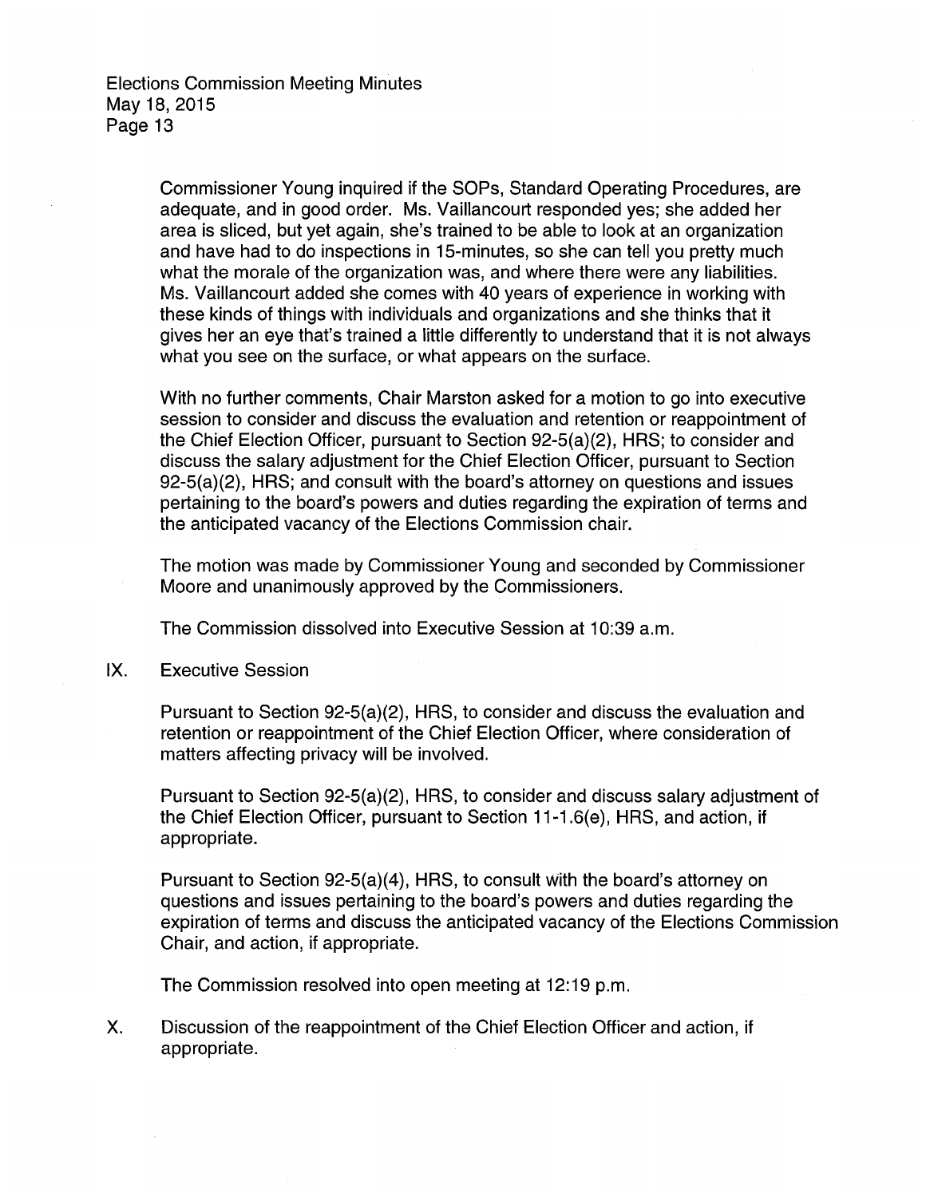Commissioner Young inquired if the SOPs, Standard Operating Procedures, are adequate, and in good order. Ms. Vaillancourt responded yes; she added her area is sliced, but yet again, she's trained to be able to look at an organization and have had to do inspections in 15-minutes, so she can tell you pretty much what the morale of the organization was, and where there were any liabilities. Ms. Vaillancourt added she comes with 40 years of experience in working with these kinds of things with individuals and organizations and she thinks that it gives her an eye that's trained a little differently to understand that it is not always what you see on the surface, or what appears on the surface.

With no further comments, Chair Marston asked for a motion to go into executive session to consider and discuss the evaluation and retention or reappointment of the Chief Election Officer, pursuant to Section 92-5(a)(2), HRS; to consider and discuss the salary adjustment for the Chief Election Officer, pursuant to Section 92-5(a)(2), HRS; and consult with the board's attorney on questions and issues pertaining to the board's powers and duties regarding the expiration of terms and the anticipated vacancy of the Elections Commission chair.

The motion was made by Commissioner Young and seconded by Commissioner Moore and unanimously approved by the Commissioners.

The Commission dissolved into Executive Session at 10:39 a.m.

IX. Executive Session

Pursuant to Section 92-5(a)(2), HRS, to consider and discuss the evaluation and retention or reappointment of the Chief Election Officer, where consideration of matters affecting privacy will be involved.

Pursuant to Section 92-5(a)(2), HRS, to consider and discuss salary adjustment of the Chief Election Officer, pursuant to Section 11-1.6(e), HRS, and action, if appropriate.

Pursuant to Section 92-5(a)(4), HRS, to consult with the board's attorney on questions and issues pertaining to the board's powers and duties regarding the expiration of terms and discuss the anticipated vacancy of the Elections Commission Chair, and action, if appropriate.

The Commission resolved into open meeting at 12:19 p.m.

X. Discussion of the reappointment of the Chief Election Officer and action, if appropriate.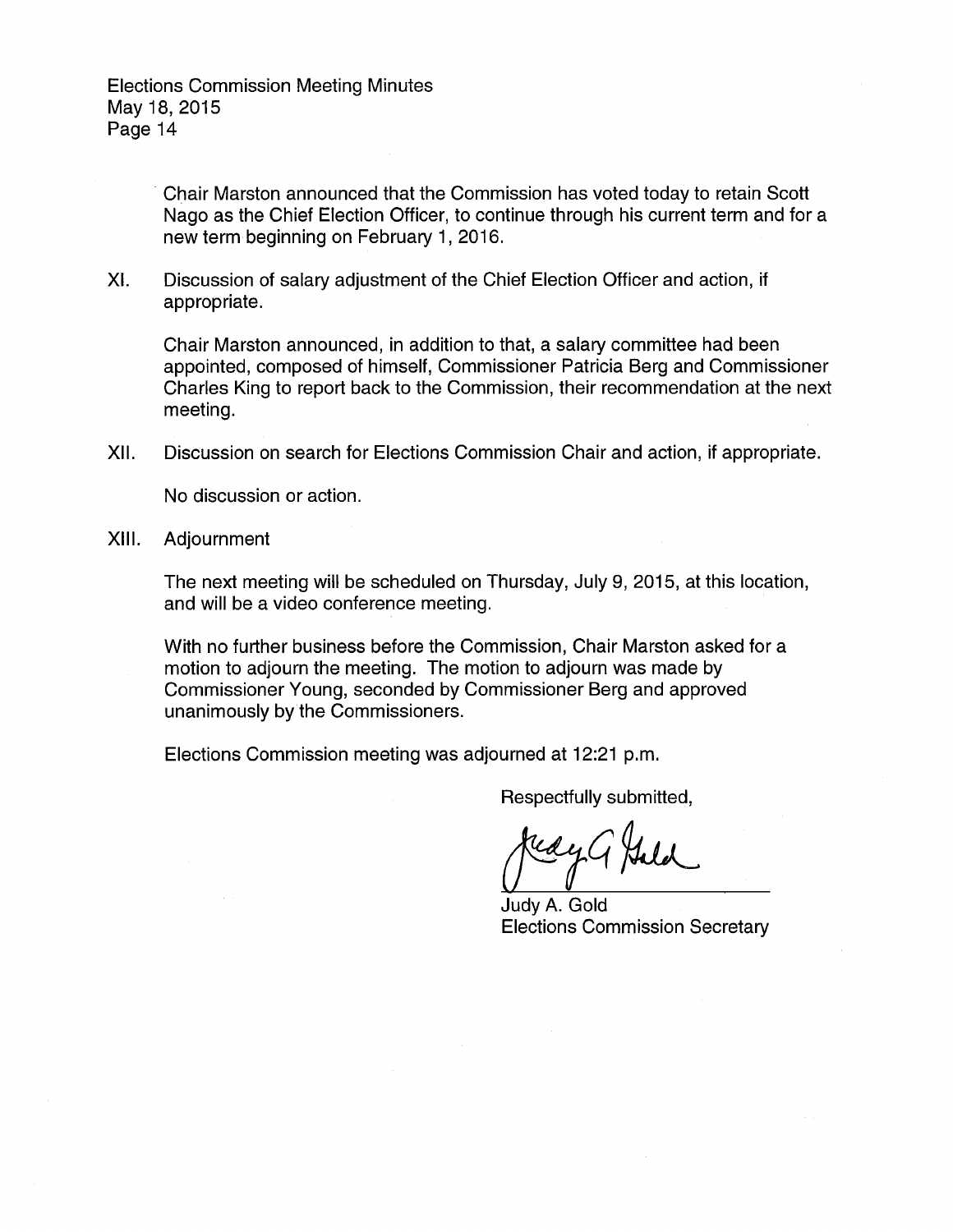Chair Marston announced that the Commission has voted today to retain Scott Nago as the Chief Election Officer, to continue through his current term and for a new term beginning on February 1, 2016.

XI. Discussion of salary adjustment of the Chief Election Officer and action, if appropriate.

Chair Marston announced, in addition to that, a salary committee had been appointed, composed of himself, Commissioner Patricia Berg and Commissioner Charles King to report back to the Commission, their recommendation at the next meeting.

XII. Discussion on search for Elections Commission Chair and action, if appropriate.

No discussion or action.

XIII. Adjournment

The next meeting will be scheduled on Thursday, July 9, 2015, at this location, and will be a video conference meeting.

With no further business before the Commission, Chair Marston asked for a motion to adjourn the meeting. The motion to adjourn was made by Commissioner Young, seconded by Commissioner Berg and approved unanimously by the Commissioners.

Elections Commission meeting was adjourned at 12:21 p.m.

Respectfully submitted,

Judy A. Gold
Elections Commission Secretary